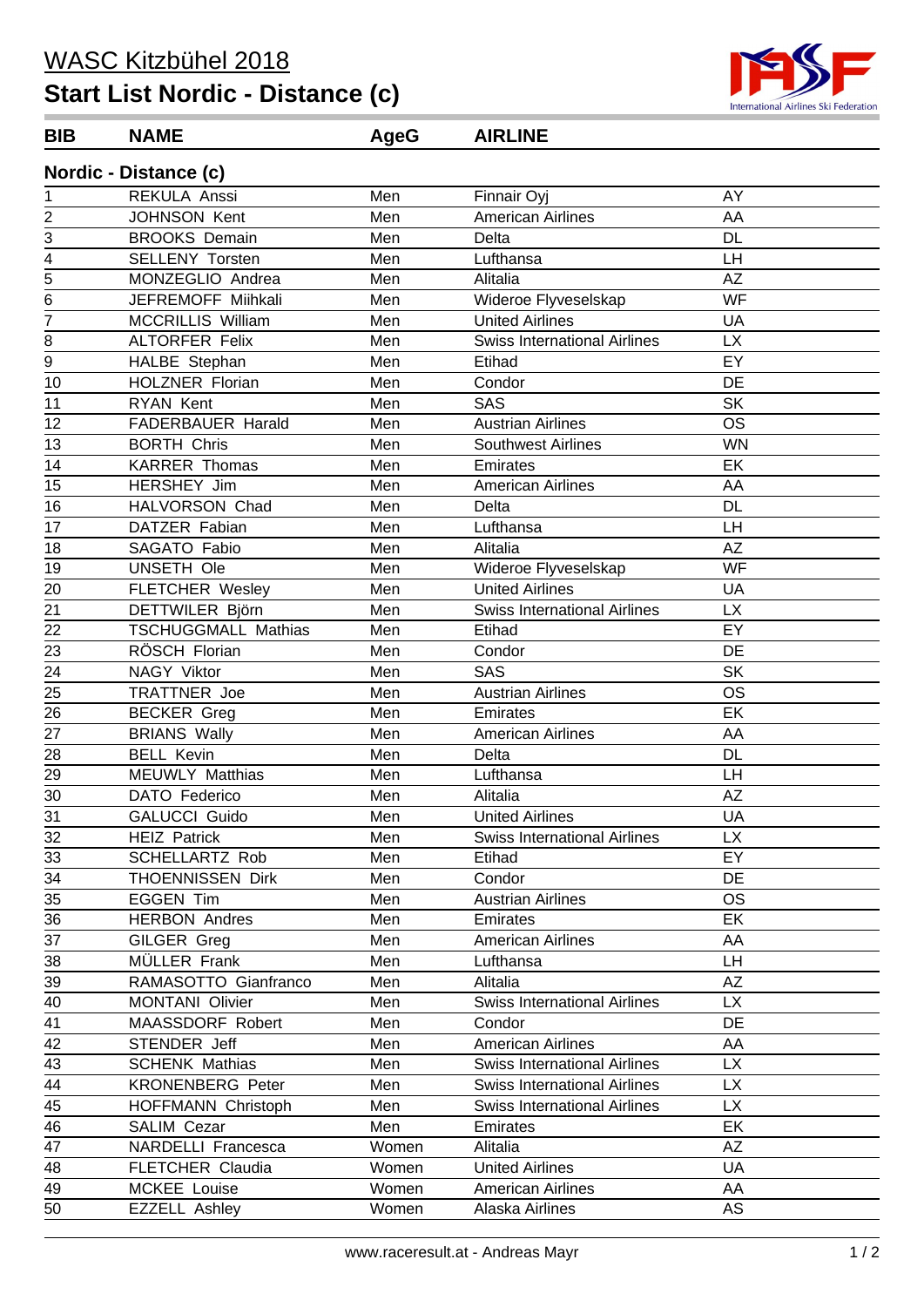# WASC Kitzbühel 2018

## Start List Nordic - Distance (c)

International Airlines Ski Federation

| BIB | NAME | AgeG | AIRLINE | |
|---|---|---|---|---|
| **Nordic - Distance (c)** | | | | |
| 1 | REKULA Anssi | Men | Finnair Oyj | AY |
| 2 | JOHNSON Kent | Men | American Airlines | AA |
| 3 | BROOKS Demain | Men | Delta | DL |
| 4 | SELLENY Torsten | Men | Lufthansa | LH |
| 5 | MONZEGLIO Andrea | Men | Alitalia | AZ |
| 6 | JEFREMOFF Miihkali | Men | Wideroe Flyveselskap | WF |
| 7 | MCCRILLIS William | Men | United Airlines | UA |
| 8 | ALTORFER Felix | Men | Swiss International Airlines | LX |
| 9 | HALBE Stephan | Men | Etihad | EY |
| 10 | HOLZNER Florian | Men | Condor | DE |
| 11 | RYAN Kent | Men | SAS | SK |
| 12 | FADERBAUER Harald | Men | Austrian Airlines | OS |
| 13 | BORTH Chris | Men | Southwest Airlines | WN |
| 14 | KARRER Thomas | Men | Emirates | EK |
| 15 | HERSHEY Jim | Men | American Airlines | AA |
| 16 | HALVORSON Chad | Men | Delta | DL |
| 17 | DATZER Fabian | Men | Lufthansa | LH |
| 18 | SAGATO Fabio | Men | Alitalia | AZ |
| 19 | UNSETH Ole | Men | Wideroe Flyveselskap | WF |
| 20 | FLETCHER Wesley | Men | United Airlines | UA |
| 21 | DETTWILER Björn | Men | Swiss International Airlines | LX |
| 22 | TSCHUGGMALL Mathias | Men | Etihad | EY |
| 23 | RÖSCH Florian | Men | Condor | DE |
| 24 | NAGY Viktor | Men | SAS | SK |
| 25 | TRATTNER Joe | Men | Austrian Airlines | OS |
| 26 | BECKER Greg | Men | Emirates | EK |
| 27 | BRIANS Wally | Men | American Airlines | AA |
| 28 | BELL Kevin | Men | Delta | DL |
| 29 | MEUWLY Matthias | Men | Lufthansa | LH |
| 30 | DATO Federico | Men | Alitalia | AZ |
| 31 | GALUCCI Guido | Men | United Airlines | UA |
| 32 | HEIZ Patrick | Men | Swiss International Airlines | LX |
| 33 | SCHELLARTZ Rob | Men | Etihad | EY |
| 34 | THOENNISSEN Dirk | Men | Condor | DE |
| 35 | EGGEN Tim | Men | Austrian Airlines | OS |
| 36 | HERBON Andres | Men | Emirates | EK |
| 37 | GILGER Greg | Men | American Airlines | AA |
| 38 | MÜLLER Frank | Men | Lufthansa | LH |
| 39 | RAMASOTTO Gianfranco | Men | Alitalia | AZ |
| 40 | MONTANI Olivier | Men | Swiss International Airlines | LX |
| 41 | MAASSDORF Robert | Men | Condor | DE |
| 42 | STENDER Jeff | Men | American Airlines | AA |
| 43 | SCHENK Mathias | Men | Swiss International Airlines | LX |
| 44 | KRONENBERG Peter | Men | Swiss International Airlines | LX |
| 45 | HOFFMANN Christoph | Men | Swiss International Airlines | LX |
| 46 | SALIM Cezar | Men | Emirates | EK |
| 47 | NARDELLI Francesca | Women | Alitalia | AZ |
| 48 | FLETCHER Claudia | Women | United Airlines | UA |
| 49 | MCKEE Louise | Women | American Airlines | AA |
| 50 | EZZELL Ashley | Women | Alaska Airlines | AS |

www.raceresult.at - Andreas Mayr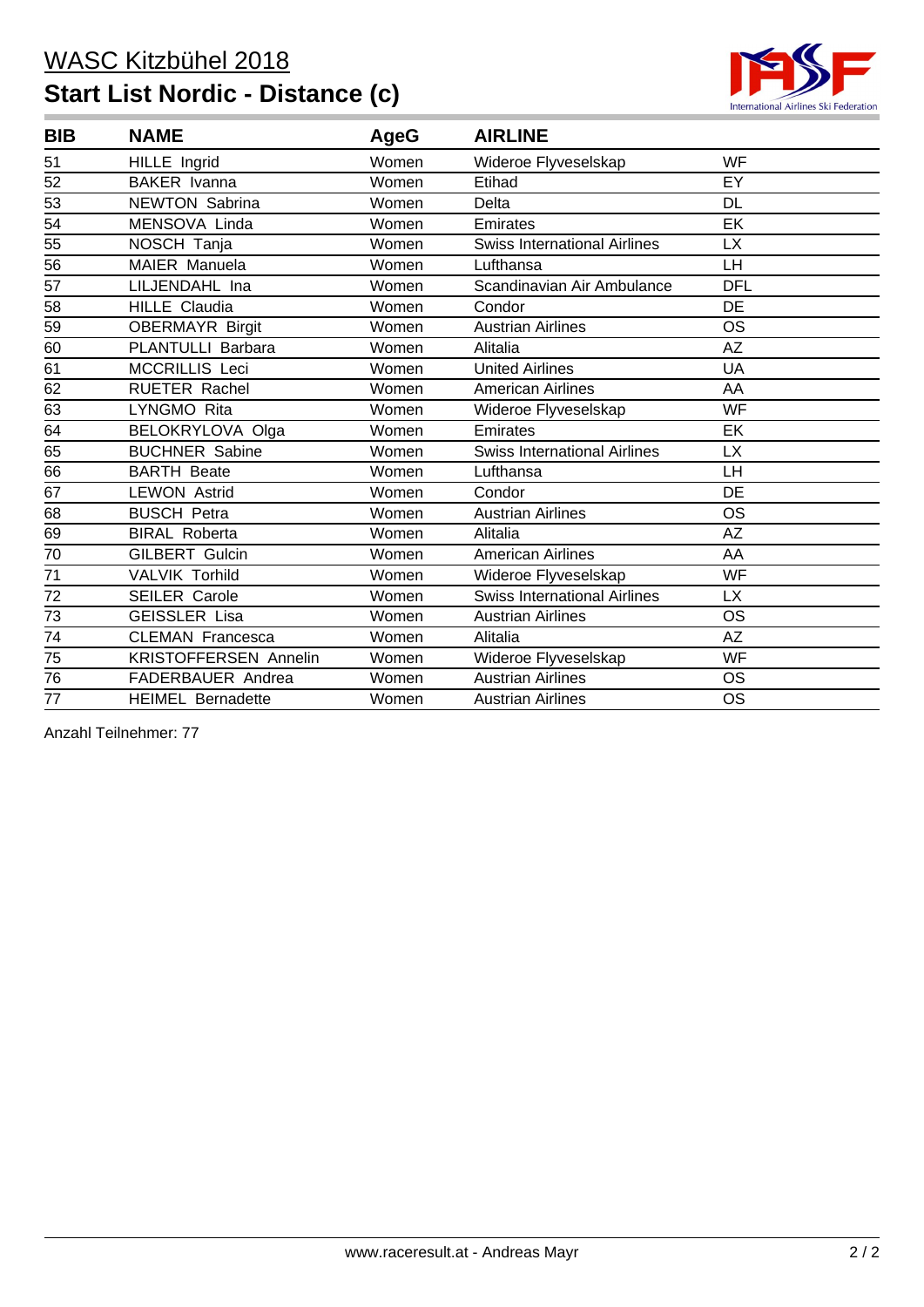# WASC Kitzbühel 2018

## Start List Nordic - Distance (c)

| BIB | NAME | AgeG | AIRLINE | |
|---|---|---|---|---|
| 51 | HILLE Ingrid | Women | Wideroe Flyveselskap | WF |
| 52 | BAKER Ivanna | Women | Etihad | EY |
| 53 | NEWTON Sabrina | Women | Delta | DL |
| 54 | MENSOVA Linda | Women | Emirates | EK |
| 55 | NOSCH Tanja | Women | Swiss International Airlines | LX |
| 56 | MAIER Manuela | Women | Lufthansa | LH |
| 57 | LILJENDAHL Ina | Women | Scandinavian Air Ambulance | DFL |
| 58 | HILLE Claudia | Women | Condor | DE |
| 59 | OBERMAYR Birgit | Women | Austrian Airlines | OS |
| 60 | PLANTULLI Barbara | Women | Alitalia | AZ |
| 61 | MCCRILLIS Leci | Women | United Airlines | UA |
| 62 | RUETER Rachel | Women | American Airlines | AA |
| 63 | LYNGMO Rita | Women | Wideroe Flyveselskap | WF |
| 64 | BELOKRYLOVA Olga | Women | Emirates | EK |
| 65 | BUCHNER Sabine | Women | Swiss International Airlines | LX |
| 66 | BARTH Beate | Women | Lufthansa | LH |
| 67 | LEWON Astrid | Women | Condor | DE |
| 68 | BUSCH Petra | Women | Austrian Airlines | OS |
| 69 | BIRAL Roberta | Women | Alitalia | AZ |
| 70 | GILBERT Gulcin | Women | American Airlines | AA |
| 71 | VALVIK Torhild | Women | Wideroe Flyveselskap | WF |
| 72 | SEILER Carole | Women | Swiss International Airlines | LX |
| 73 | GEISSLER Lisa | Women | Austrian Airlines | OS |
| 74 | CLEMAN Francesca | Women | Alitalia | AZ |
| 75 | KRISTOFFERSEN Annelin | Women | Wideroe Flyveselskap | WF |
| 76 | FADERBAUER Andrea | Women | Austrian Airlines | OS |
| 77 | HEIMEL Bernadette | Women | Austrian Airlines | OS |

Anzahl Teilnehmer: 77